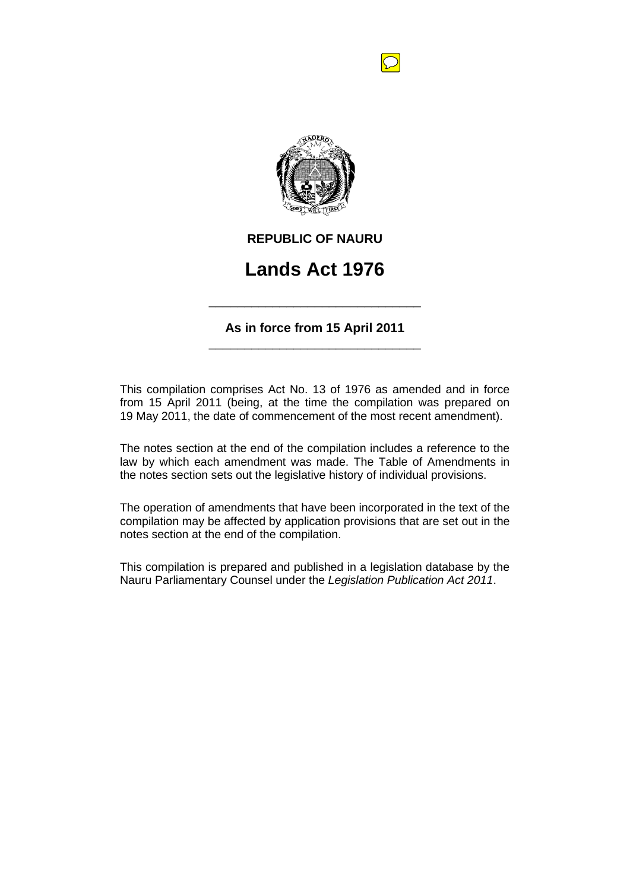**REPUBLIC OF NAURU**

# Lands Act 1976

---

**As in force from 15 April 2011**

---

This compilation comprises Act No. 13 of 1976 as amended and in force from 15 April 2011 (being, at the time the compilation was prepared on 19 May 2011, the date of commencement of the most recent amendment).

The notes section at the end of the compilation includes a reference to the law by which each amendment was made. The Table of Amendments in the notes section sets out the legislative history of individual provisions.

The operation of amendments that have been incorporated in the text of the compilation may be affected by application provisions that are set out in the notes section at the end of the compilation.

This compilation is prepared and published in a legislation database by the Nauru Parliamentary Counsel under the *Legislation Publication Act 2011*.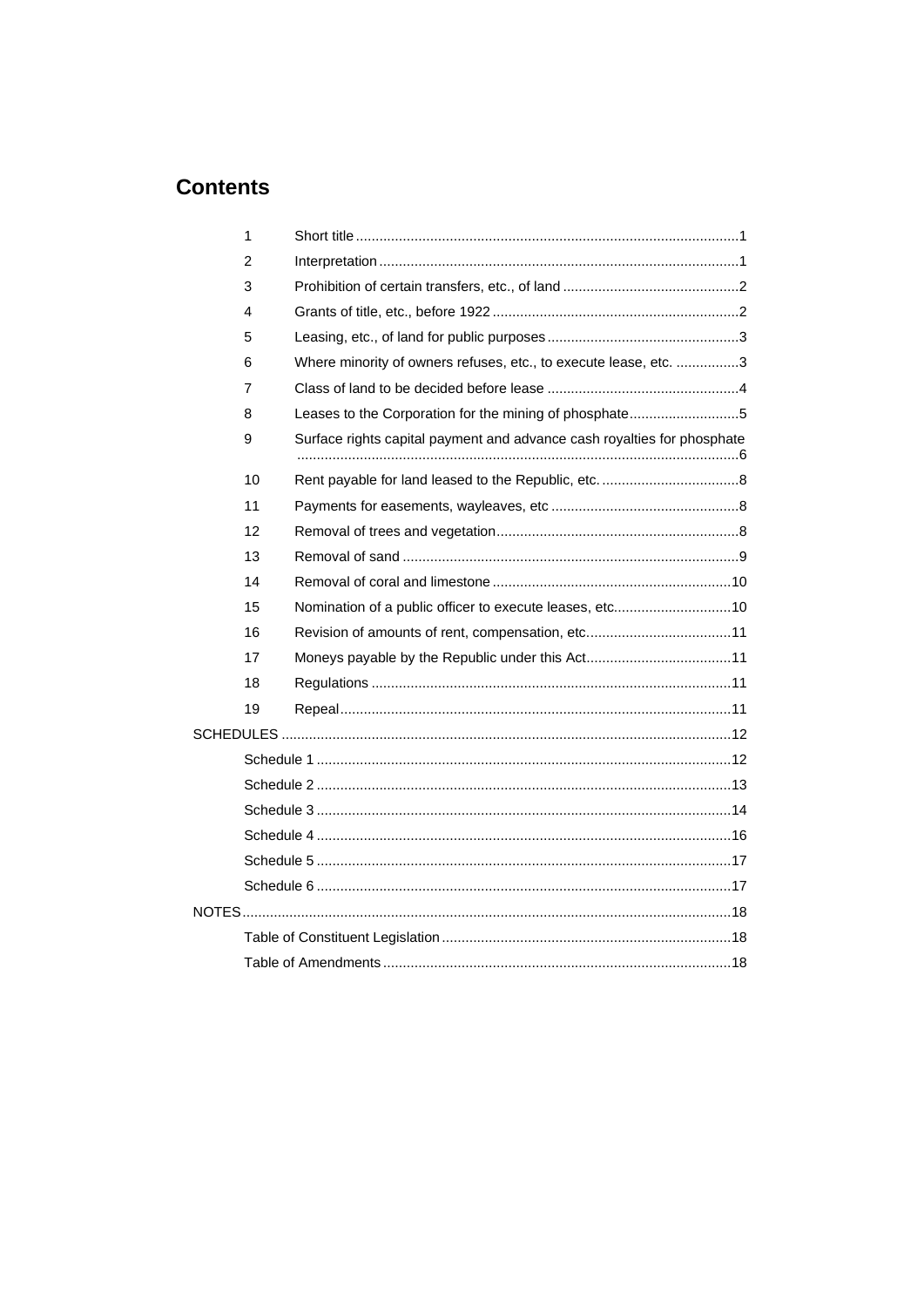# Contents

| | | |
|---|---|---|
| 1 | Short title | 1 |
| 2 | Interpretation | 1 |
| 3 | Prohibition of certain transfers, etc., of land | 2 |
| 4 | Grants of title, etc., before 1922 | 2 |
| 5 | Leasing, etc., of land for public purposes | 3 |
| 6 | Where minority of owners refuses, etc., to execute lease, etc. | 3 |
| 7 | Class of land to be decided before lease | 4 |
| 8 | Leases to the Corporation for the mining of phosphate | 5 |
| 9 | Surface rights capital payment and advance cash royalties for phosphate | 6 |
| 10 | Rent payable for land leased to the Republic, etc. | 8 |
| 11 | Payments for easements, wayleaves, etc | 8 |
| 12 | Removal of trees and vegetation | 8 |
| 13 | Removal of sand | 9 |
| 14 | Removal of coral and limestone | 10 |
| 15 | Nomination of a public officer to execute leases, etc. | 10 |
| 16 | Revision of amounts of rent, compensation, etc. | 11 |
| 17 | Moneys payable by the Republic under this Act | 11 |
| 18 | Regulations | 11 |
| 19 | Repeal | 11 |

SCHEDULES ... 12

- Schedule 1 ... 12
- Schedule 2 ... 13
- Schedule 3 ... 14
- Schedule 4 ... 16
- Schedule 5 ... 17
- Schedule 6 ... 17

NOTES ... 18

- Table of Constituent Legislation ... 18
- Table of Amendments ... 18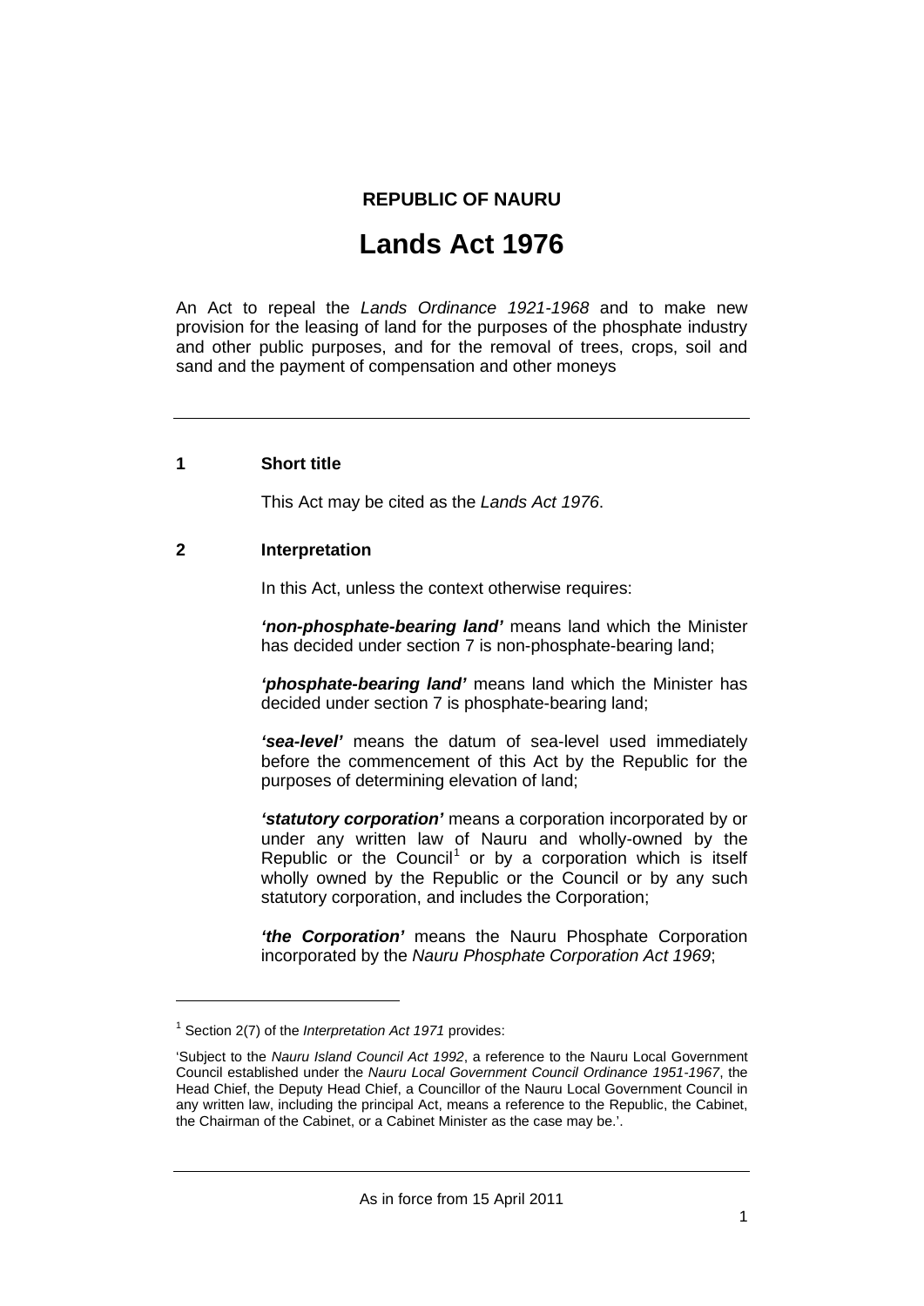**REPUBLIC OF NAURU**

# Lands Act 1976

An Act to repeal the *Lands Ordinance 1921-1968* and to make new provision for the leasing of land for the purposes of the phosphate industry and other public purposes, and for the removal of trees, crops, soil and sand and the payment of compensation and other moneys

---

## 1 Short title

This Act may be cited as the *Lands Act 1976*.

## 2 Interpretation

In this Act, unless the context otherwise requires:

***'non-phosphate-bearing land'*** means land which the Minister has decided under section 7 is non-phosphate-bearing land;

***'phosphate-bearing land'*** means land which the Minister has decided under section 7 is phosphate-bearing land;

***'sea-level'*** means the datum of sea-level used immediately before the commencement of this Act by the Republic for the purposes of determining elevation of land;

***'statutory corporation'*** means a corporation incorporated by or under any written law of Nauru and wholly-owned by the Republic or the Council[1] or by a corporation which is itself wholly owned by the Republic or the Council or by any such statutory corporation, and includes the Corporation;

***'the Corporation'*** means the Nauru Phosphate Corporation incorporated by the *Nauru Phosphate Corporation Act 1969*;

---

[1] Section 2(7) of the *Interpretation Act 1971* provides:

'Subject to the *Nauru Island Council Act 1992*, a reference to the Nauru Local Government Council established under the *Nauru Local Government Council Ordinance 1951-1967*, the Head Chief, the Deputy Head Chief, a Councillor of the Nauru Local Government Council in any written law, including the principal Act, means a reference to the Republic, the Cabinet, the Chairman of the Cabinet, or a Cabinet Minister as the case may be.'.

As in force from 15 April 2011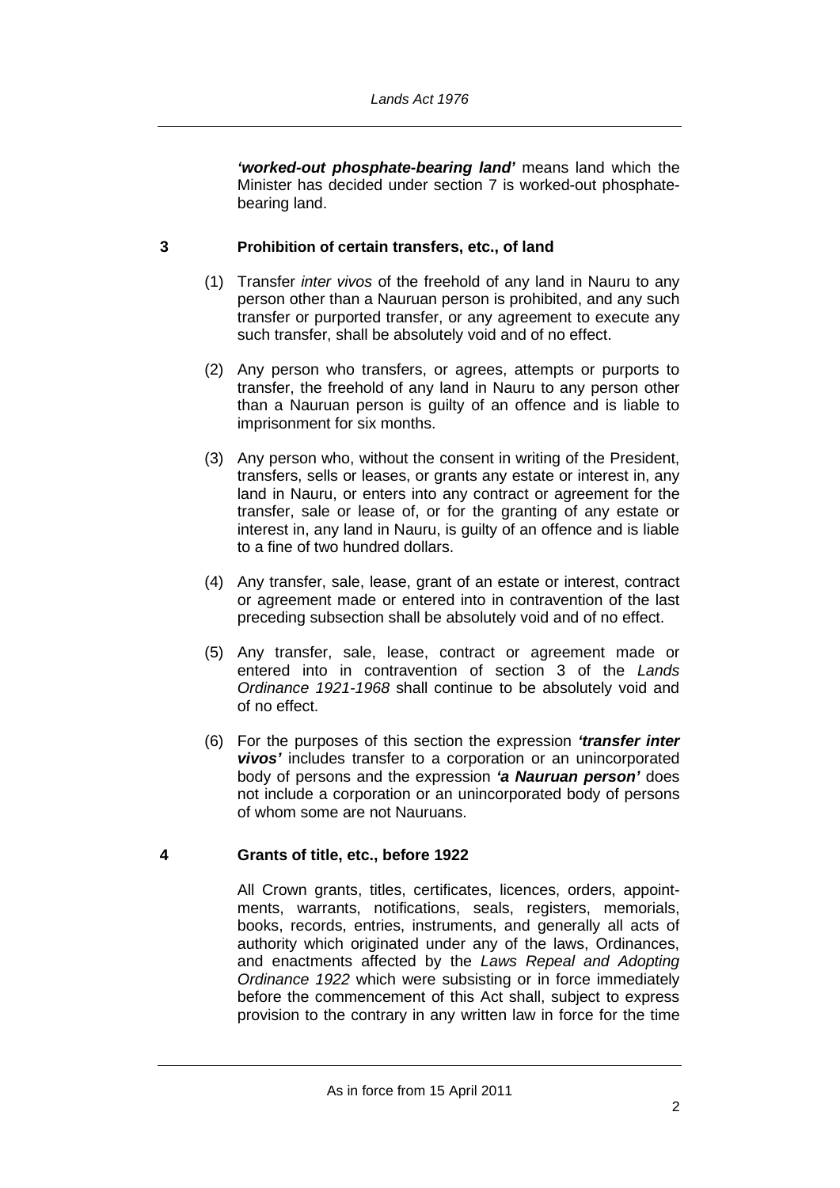***'worked-out phosphate-bearing land'*** means land which the Minister has decided under section 7 is worked-out phosphate-bearing land.

### 3 Prohibition of certain transfers, etc., of land

(1) Transfer *inter vivos* of the freehold of any land in Nauru to any person other than a Nauruan person is prohibited, and any such transfer or purported transfer, or any agreement to execute any such transfer, shall be absolutely void and of no effect.

(2) Any person who transfers, or agrees, attempts or purports to transfer, the freehold of any land in Nauru to any person other than a Nauruan person is guilty of an offence and is liable to imprisonment for six months.

(3) Any person who, without the consent in writing of the President, transfers, sells or leases, or grants any estate or interest in, any land in Nauru, or enters into any contract or agreement for the transfer, sale or lease of, or for the granting of any estate or interest in, any land in Nauru, is guilty of an offence and is liable to a fine of two hundred dollars.

(4) Any transfer, sale, lease, grant of an estate or interest, contract or agreement made or entered into in contravention of the last preceding subsection shall be absolutely void and of no effect.

(5) Any transfer, sale, lease, contract or agreement made or entered into in contravention of section 3 of the *Lands Ordinance 1921-1968* shall continue to be absolutely void and of no effect.

(6) For the purposes of this section the expression ***'transfer inter vivos'*** includes transfer to a corporation or an unincorporated body of persons and the expression ***'a Nauruan person'*** does not include a corporation or an unincorporated body of persons of whom some are not Nauruans.

### 4 Grants of title, etc., before 1922

All Crown grants, titles, certificates, licences, orders, appointments, warrants, notifications, seals, registers, memorials, books, records, entries, instruments, and generally all acts of authority which originated under any of the laws, Ordinances, and enactments affected by the *Laws Repeal and Adopting Ordinance 1922* which were subsisting or in force immediately before the commencement of this Act shall, subject to express provision to the contrary in any written law in force for the time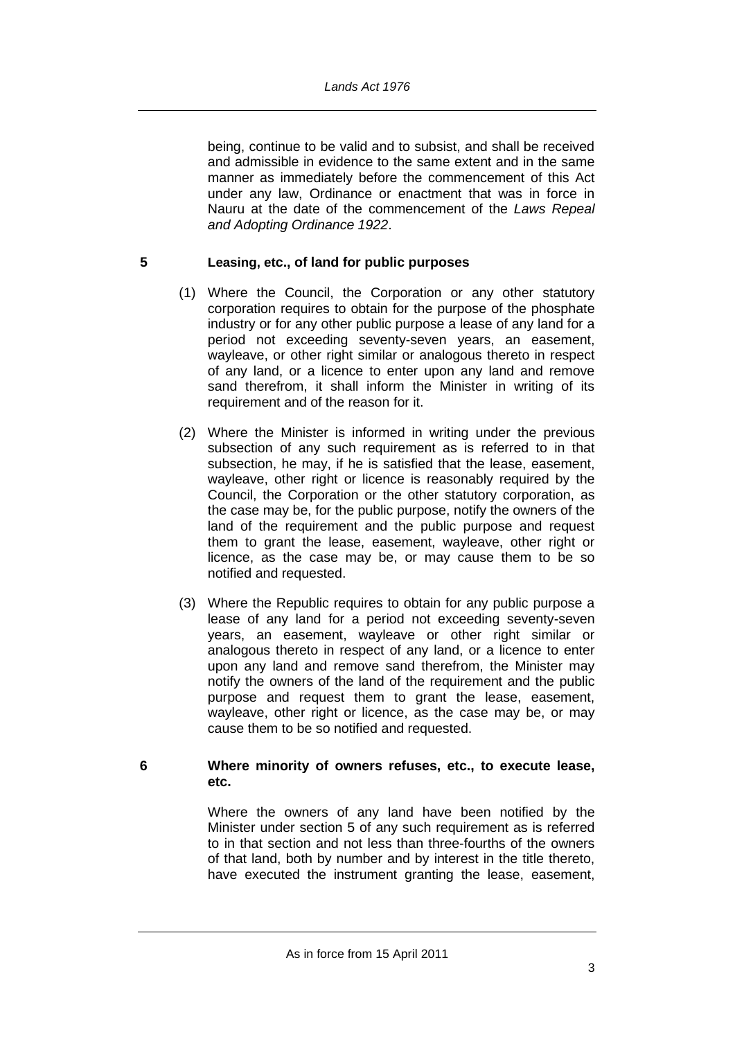being, continue to be valid and to subsist, and shall be received and admissible in evidence to the same extent and in the same manner as immediately before the commencement of this Act under any law, Ordinance or enactment that was in force in Nauru at the date of the commencement of the *Laws Repeal and Adopting Ordinance 1922*.

### 5 Leasing, etc., of land for public purposes

(1) Where the Council, the Corporation or any other statutory corporation requires to obtain for the purpose of the phosphate industry or for any other public purpose a lease of any land for a period not exceeding seventy-seven years, an easement, wayleave, or other right similar or analogous thereto in respect of any land, or a licence to enter upon any land and remove sand therefrom, it shall inform the Minister in writing of its requirement and of the reason for it.

(2) Where the Minister is informed in writing under the previous subsection of any such requirement as is referred to in that subsection, he may, if he is satisfied that the lease, easement, wayleave, other right or licence is reasonably required by the Council, the Corporation or the other statutory corporation, as the case may be, for the public purpose, notify the owners of the land of the requirement and the public purpose and request them to grant the lease, easement, wayleave, other right or licence, as the case may be, or may cause them to be so notified and requested.

(3) Where the Republic requires to obtain for any public purpose a lease of any land for a period not exceeding seventy-seven years, an easement, wayleave or other right similar or analogous thereto in respect of any land, or a licence to enter upon any land and remove sand therefrom, the Minister may notify the owners of the land of the requirement and the public purpose and request them to grant the lease, easement, wayleave, other right or licence, as the case may be, or may cause them to be so notified and requested.

### 6 Where minority of owners refuses, etc., to execute lease, etc.

Where the owners of any land have been notified by the Minister under section 5 of any such requirement as is referred to in that section and not less than three-fourths of the owners of that land, both by number and by interest in the title thereto, have executed the instrument granting the lease, easement,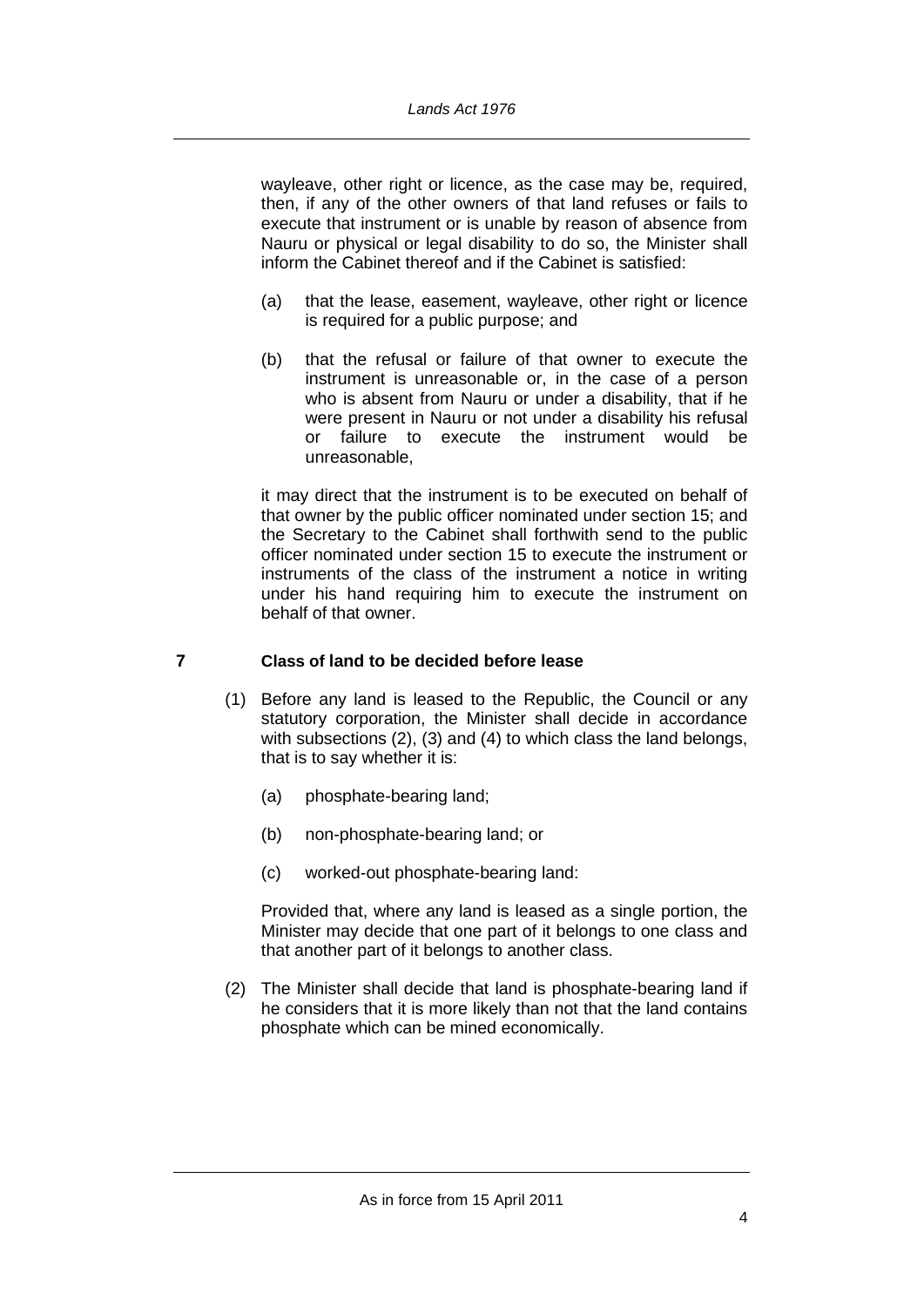wayleave, other right or licence, as the case may be, required, then, if any of the other owners of that land refuses or fails to execute that instrument or is unable by reason of absence from Nauru or physical or legal disability to do so, the Minister shall inform the Cabinet thereof and if the Cabinet is satisfied:

(a) that the lease, easement, wayleave, other right or licence is required for a public purpose; and

(b) that the refusal or failure of that owner to execute the instrument is unreasonable or, in the case of a person who is absent from Nauru or under a disability, that if he were present in Nauru or not under a disability his refusal or failure to execute the instrument would be unreasonable,

it may direct that the instrument is to be executed on behalf of that owner by the public officer nominated under section 15; and the Secretary to the Cabinet shall forthwith send to the public officer nominated under section 15 to execute the instrument or instruments of the class of the instrument a notice in writing under his hand requiring him to execute the instrument on behalf of that owner.

## 7 Class of land to be decided before lease

(1) Before any land is leased to the Republic, the Council or any statutory corporation, the Minister shall decide in accordance with subsections (2), (3) and (4) to which class the land belongs, that is to say whether it is:

(a) phosphate-bearing land;

(b) non-phosphate-bearing land; or

(c) worked-out phosphate-bearing land:

Provided that, where any land is leased as a single portion, the Minister may decide that one part of it belongs to one class and that another part of it belongs to another class.

(2) The Minister shall decide that land is phosphate-bearing land if he considers that it is more likely than not that the land contains phosphate which can be mined economically.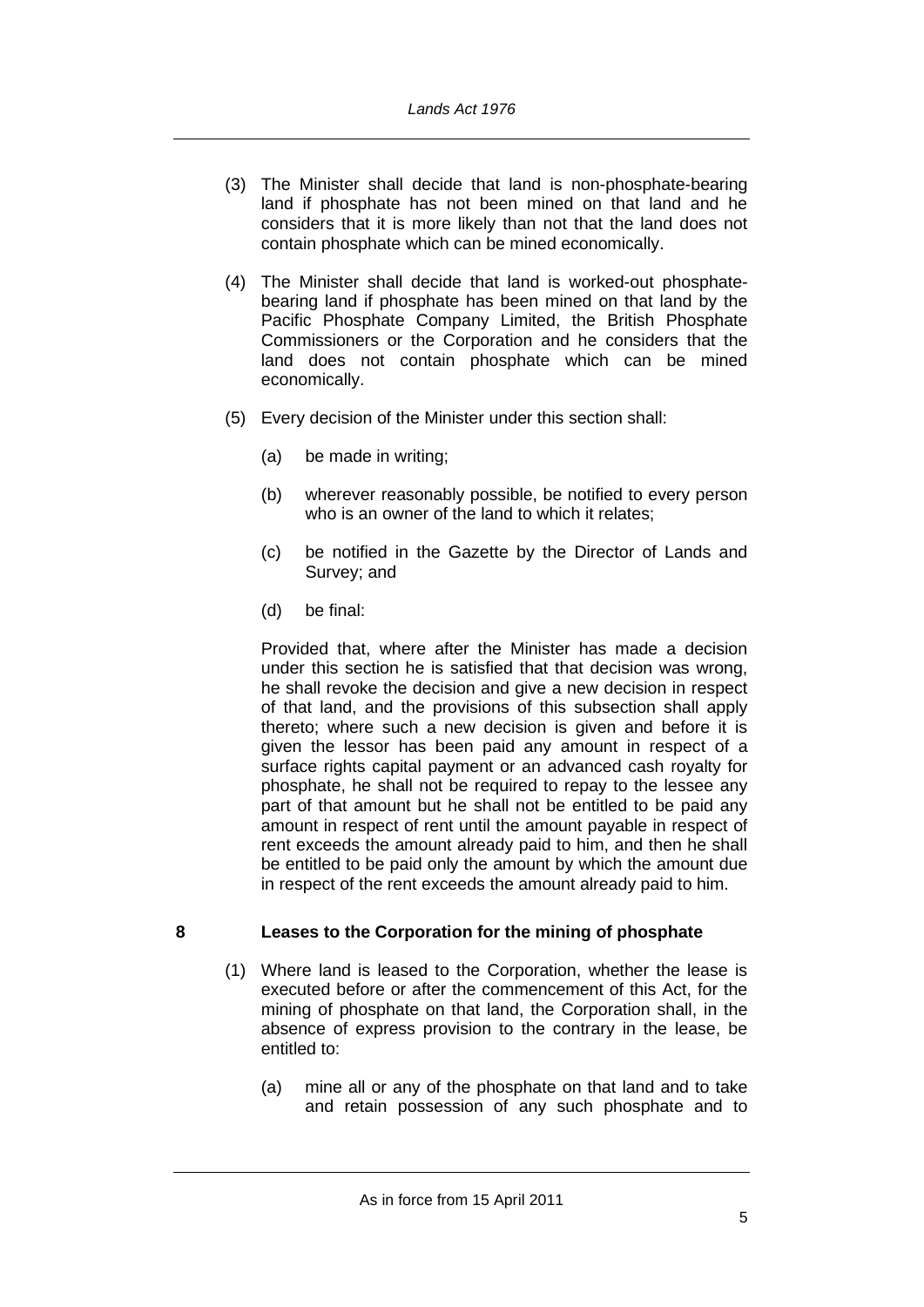(3) The Minister shall decide that land is non-phosphate-bearing land if phosphate has not been mined on that land and he considers that it is more likely than not that the land does not contain phosphate which can be mined economically.

(4) The Minister shall decide that land is worked-out phosphate-bearing land if phosphate has been mined on that land by the Pacific Phosphate Company Limited, the British Phosphate Commissioners or the Corporation and he considers that the land does not contain phosphate which can be mined economically.

(5) Every decision of the Minister under this section shall:

(a) be made in writing;

(b) wherever reasonably possible, be notified to every person who is an owner of the land to which it relates;

(c) be notified in the Gazette by the Director of Lands and Survey; and

(d) be final:

Provided that, where after the Minister has made a decision under this section he is satisfied that that decision was wrong, he shall revoke the decision and give a new decision in respect of that land, and the provisions of this subsection shall apply thereto; where such a new decision is given and before it is given the lessor has been paid any amount in respect of a surface rights capital payment or an advanced cash royalty for phosphate, he shall not be required to repay to the lessee any part of that amount but he shall not be entitled to be paid any amount in respect of rent until the amount payable in respect of rent exceeds the amount already paid to him, and then he shall be entitled to be paid only the amount by which the amount due in respect of the rent exceeds the amount already paid to him.

## 8 Leases to the Corporation for the mining of phosphate

(1) Where land is leased to the Corporation, whether the lease is executed before or after the commencement of this Act, for the mining of phosphate on that land, the Corporation shall, in the absence of express provision to the contrary in the lease, be entitled to:

(a) mine all or any of the phosphate on that land and to take and retain possession of any such phosphate and to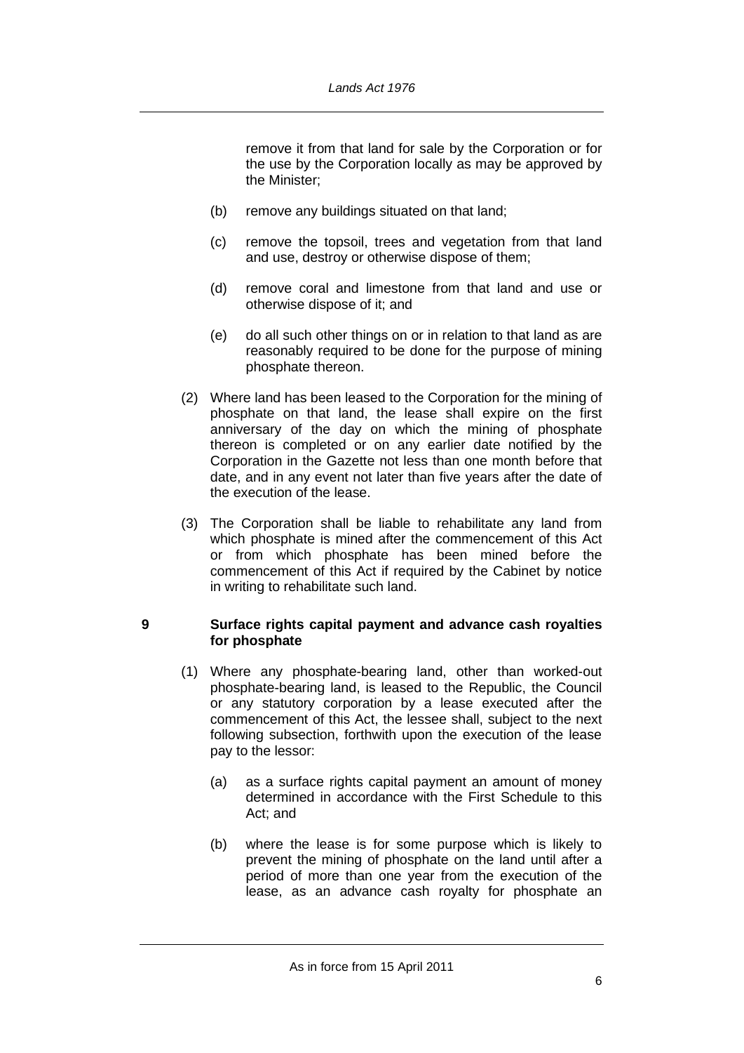remove it from that land for sale by the Corporation or for the use by the Corporation locally as may be approved by the Minister;

(b) remove any buildings situated on that land;

(c) remove the topsoil, trees and vegetation from that land and use, destroy or otherwise dispose of them;

(d) remove coral and limestone from that land and use or otherwise dispose of it; and

(e) do all such other things on or in relation to that land as are reasonably required to be done for the purpose of mining phosphate thereon.

(2) Where land has been leased to the Corporation for the mining of phosphate on that land, the lease shall expire on the first anniversary of the day on which the mining of phosphate thereon is completed or on any earlier date notified by the Corporation in the Gazette not less than one month before that date, and in any event not later than five years after the date of the execution of the lease.

(3) The Corporation shall be liable to rehabilitate any land from which phosphate is mined after the commencement of this Act or from which phosphate has been mined before the commencement of this Act if required by the Cabinet by notice in writing to rehabilitate such land.

## 9 Surface rights capital payment and advance cash royalties for phosphate

(1) Where any phosphate-bearing land, other than worked-out phosphate-bearing land, is leased to the Republic, the Council or any statutory corporation by a lease executed after the commencement of this Act, the lessee shall, subject to the next following subsection, forthwith upon the execution of the lease pay to the lessor:

(a) as a surface rights capital payment an amount of money determined in accordance with the First Schedule to this Act; and

(b) where the lease is for some purpose which is likely to prevent the mining of phosphate on the land until after a period of more than one year from the execution of the lease, as an advance cash royalty for phosphate an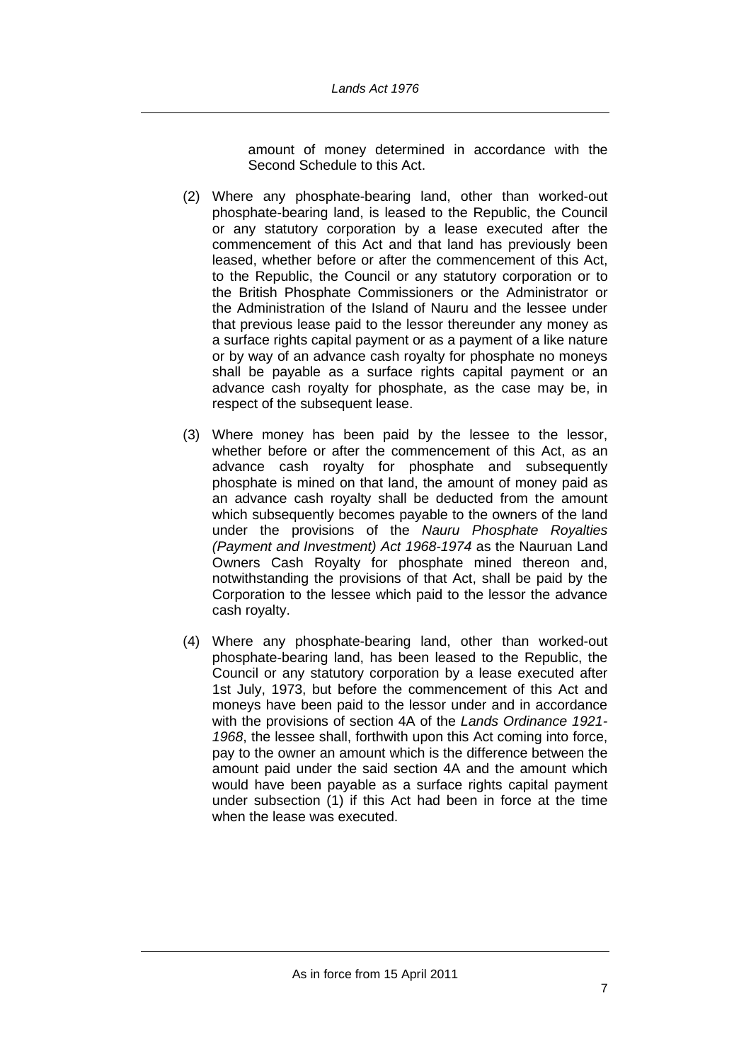amount of money determined in accordance with the Second Schedule to this Act.

(2) Where any phosphate-bearing land, other than worked-out phosphate-bearing land, is leased to the Republic, the Council or any statutory corporation by a lease executed after the commencement of this Act and that land has previously been leased, whether before or after the commencement of this Act, to the Republic, the Council or any statutory corporation or to the British Phosphate Commissioners or the Administrator or the Administration of the Island of Nauru and the lessee under that previous lease paid to the lessor thereunder any money as a surface rights capital payment or as a payment of a like nature or by way of an advance cash royalty for phosphate no moneys shall be payable as a surface rights capital payment or an advance cash royalty for phosphate, as the case may be, in respect of the subsequent lease.

(3) Where money has been paid by the lessee to the lessor, whether before or after the commencement of this Act, as an advance cash royalty for phosphate and subsequently phosphate is mined on that land, the amount of money paid as an advance cash royalty shall be deducted from the amount which subsequently becomes payable to the owners of the land under the provisions of the *Nauru Phosphate Royalties (Payment and Investment) Act 1968-1974* as the Nauruan Land Owners Cash Royalty for phosphate mined thereon and, notwithstanding the provisions of that Act, shall be paid by the Corporation to the lessee which paid to the lessor the advance cash royalty.

(4) Where any phosphate-bearing land, other than worked-out phosphate-bearing land, has been leased to the Republic, the Council or any statutory corporation by a lease executed after 1st July, 1973, but before the commencement of this Act and moneys have been paid to the lessor under and in accordance with the provisions of section 4A of the *Lands Ordinance 1921-1968*, the lessee shall, forthwith upon this Act coming into force, pay to the owner an amount which is the difference between the amount paid under the said section 4A and the amount which would have been payable as a surface rights capital payment under subsection (1) if this Act had been in force at the time when the lease was executed.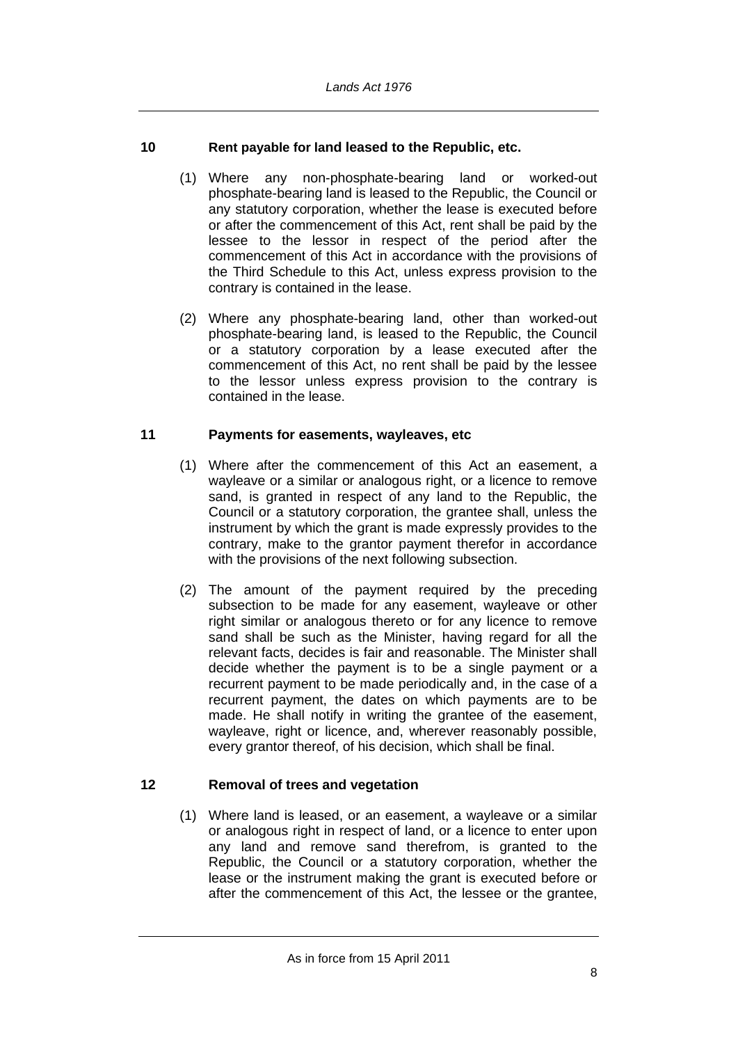## 10 Rent payable for land leased to the Republic, etc.

(1) Where any non-phosphate-bearing land or worked-out phosphate-bearing land is leased to the Republic, the Council or any statutory corporation, whether the lease is executed before or after the commencement of this Act, rent shall be paid by the lessee to the lessor in respect of the period after the commencement of this Act in accordance with the provisions of the Third Schedule to this Act, unless express provision to the contrary is contained in the lease.

(2) Where any phosphate-bearing land, other than worked-out phosphate-bearing land, is leased to the Republic, the Council or a statutory corporation by a lease executed after the commencement of this Act, no rent shall be paid by the lessee to the lessor unless express provision to the contrary is contained in the lease.

## 11 Payments for easements, wayleaves, etc

(1) Where after the commencement of this Act an easement, a wayleave or a similar or analogous right, or a licence to remove sand, is granted in respect of any land to the Republic, the Council or a statutory corporation, the grantee shall, unless the instrument by which the grant is made expressly provides to the contrary, make to the grantor payment therefor in accordance with the provisions of the next following subsection.

(2) The amount of the payment required by the preceding subsection to be made for any easement, wayleave or other right similar or analogous thereto or for any licence to remove sand shall be such as the Minister, having regard for all the relevant facts, decides is fair and reasonable. The Minister shall decide whether the payment is to be a single payment or a recurrent payment to be made periodically and, in the case of a recurrent payment, the dates on which payments are to be made. He shall notify in writing the grantee of the easement, wayleave, right or licence, and, wherever reasonably possible, every grantor thereof, of his decision, which shall be final.

## 12 Removal of trees and vegetation

(1) Where land is leased, or an easement, a wayleave or a similar or analogous right in respect of land, or a licence to enter upon any land and remove sand therefrom, is granted to the Republic, the Council or a statutory corporation, whether the lease or the instrument making the grant is executed before or after the commencement of this Act, the lessee or the grantee,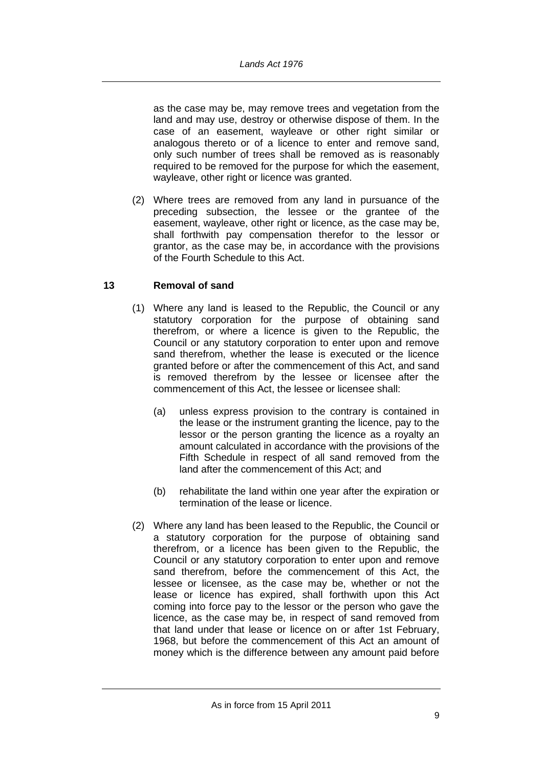as the case may be, may remove trees and vegetation from the land and may use, destroy or otherwise dispose of them. In the case of an easement, wayleave or other right similar or analogous thereto or of a licence to enter and remove sand, only such number of trees shall be removed as is reasonably required to be removed for the purpose for which the easement, wayleave, other right or licence was granted.

(2) Where trees are removed from any land in pursuance of the preceding subsection, the lessee or the grantee of the easement, wayleave, other right or licence, as the case may be, shall forthwith pay compensation therefor to the lessor or grantor, as the case may be, in accordance with the provisions of the Fourth Schedule to this Act.

## 13 Removal of sand

(1) Where any land is leased to the Republic, the Council or any statutory corporation for the purpose of obtaining sand therefrom, or where a licence is given to the Republic, the Council or any statutory corporation to enter upon and remove sand therefrom, whether the lease is executed or the licence granted before or after the commencement of this Act, and sand is removed therefrom by the lessee or licensee after the commencement of this Act, the lessee or licensee shall:

(a) unless express provision to the contrary is contained in the lease or the instrument granting the licence, pay to the lessor or the person granting the licence as a royalty an amount calculated in accordance with the provisions of the Fifth Schedule in respect of all sand removed from the land after the commencement of this Act; and

(b) rehabilitate the land within one year after the expiration or termination of the lease or licence.

(2) Where any land has been leased to the Republic, the Council or a statutory corporation for the purpose of obtaining sand therefrom, or a licence has been given to the Republic, the Council or any statutory corporation to enter upon and remove sand therefrom, before the commencement of this Act, the lessee or licensee, as the case may be, whether or not the lease or licence has expired, shall forthwith upon this Act coming into force pay to the lessor or the person who gave the licence, as the case may be, in respect of sand removed from that land under that lease or licence on or after 1st February, 1968, but before the commencement of this Act an amount of money which is the difference between any amount paid before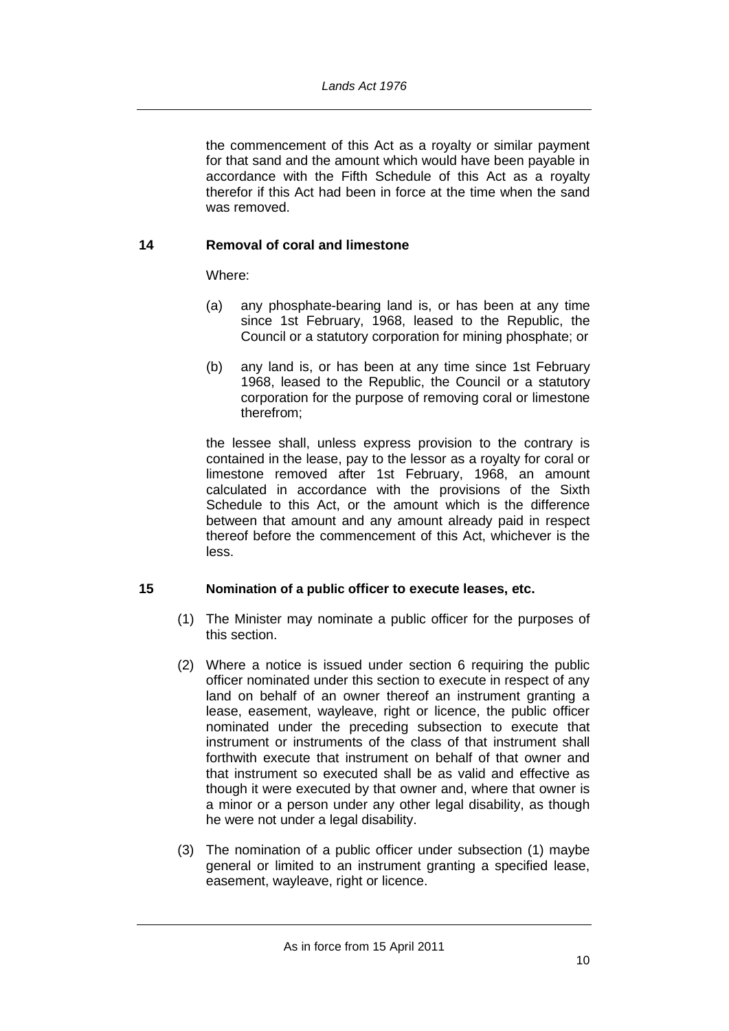the commencement of this Act as a royalty or similar payment for that sand and the amount which would have been payable in accordance with the Fifth Schedule of this Act as a royalty therefor if this Act had been in force at the time when the sand was removed.

### 14 Removal of coral and limestone

Where:

(a) any phosphate-bearing land is, or has been at any time since 1st February, 1968, leased to the Republic, the Council or a statutory corporation for mining phosphate; or

(b) any land is, or has been at any time since 1st February 1968, leased to the Republic, the Council or a statutory corporation for the purpose of removing coral or limestone therefrom;

the lessee shall, unless express provision to the contrary is contained in the lease, pay to the lessor as a royalty for coral or limestone removed after 1st February, 1968, an amount calculated in accordance with the provisions of the Sixth Schedule to this Act, or the amount which is the difference between that amount and any amount already paid in respect thereof before the commencement of this Act, whichever is the less.

### 15 Nomination of a public officer to execute leases, etc.

(1) The Minister may nominate a public officer for the purposes of this section.

(2) Where a notice is issued under section 6 requiring the public officer nominated under this section to execute in respect of any land on behalf of an owner thereof an instrument granting a lease, easement, wayleave, right or licence, the public officer nominated under the preceding subsection to execute that instrument or instruments of the class of that instrument shall forthwith execute that instrument on behalf of that owner and that instrument so executed shall be as valid and effective as though it were executed by that owner and, where that owner is a minor or a person under any other legal disability, as though he were not under a legal disability.

(3) The nomination of a public officer under subsection (1) maybe general or limited to an instrument granting a specified lease, easement, wayleave, right or licence.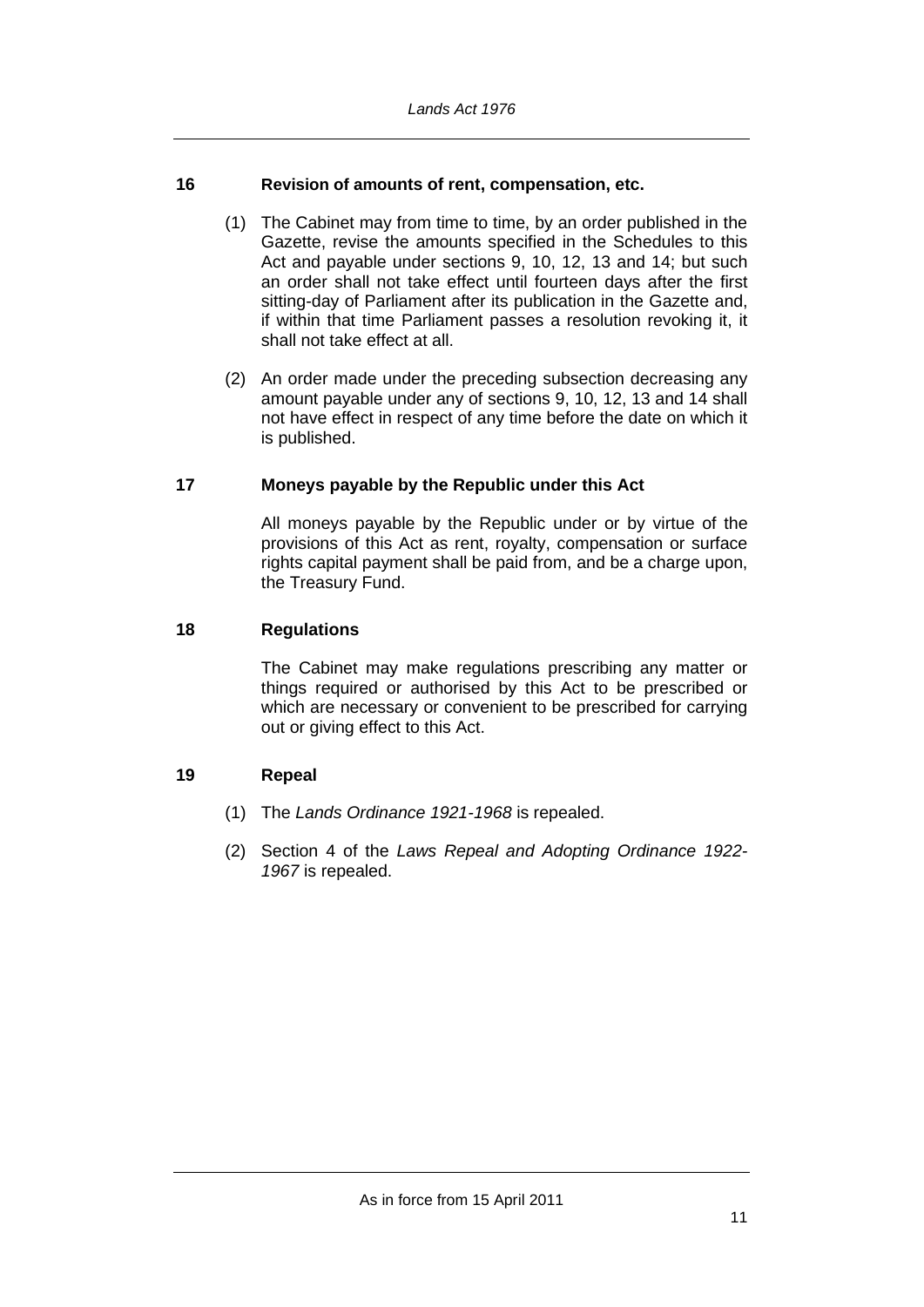### 16 Revision of amounts of rent, compensation, etc.

(1) The Cabinet may from time to time, by an order published in the Gazette, revise the amounts specified in the Schedules to this Act and payable under sections 9, 10, 12, 13 and 14; but such an order shall not take effect until fourteen days after the first sitting-day of Parliament after its publication in the Gazette and, if within that time Parliament passes a resolution revoking it, it shall not take effect at all.

(2) An order made under the preceding subsection decreasing any amount payable under any of sections 9, 10, 12, 13 and 14 shall not have effect in respect of any time before the date on which it is published.

### 17 Moneys payable by the Republic under this Act

All moneys payable by the Republic under or by virtue of the provisions of this Act as rent, royalty, compensation or surface rights capital payment shall be paid from, and be a charge upon, the Treasury Fund.

### 18 Regulations

The Cabinet may make regulations prescribing any matter or things required or authorised by this Act to be prescribed or which are necessary or convenient to be prescribed for carrying out or giving effect to this Act.

### 19 Repeal

(1) The *Lands Ordinance 1921-1968* is repealed.

(2) Section 4 of the *Laws Repeal and Adopting Ordinance 1922-1967* is repealed.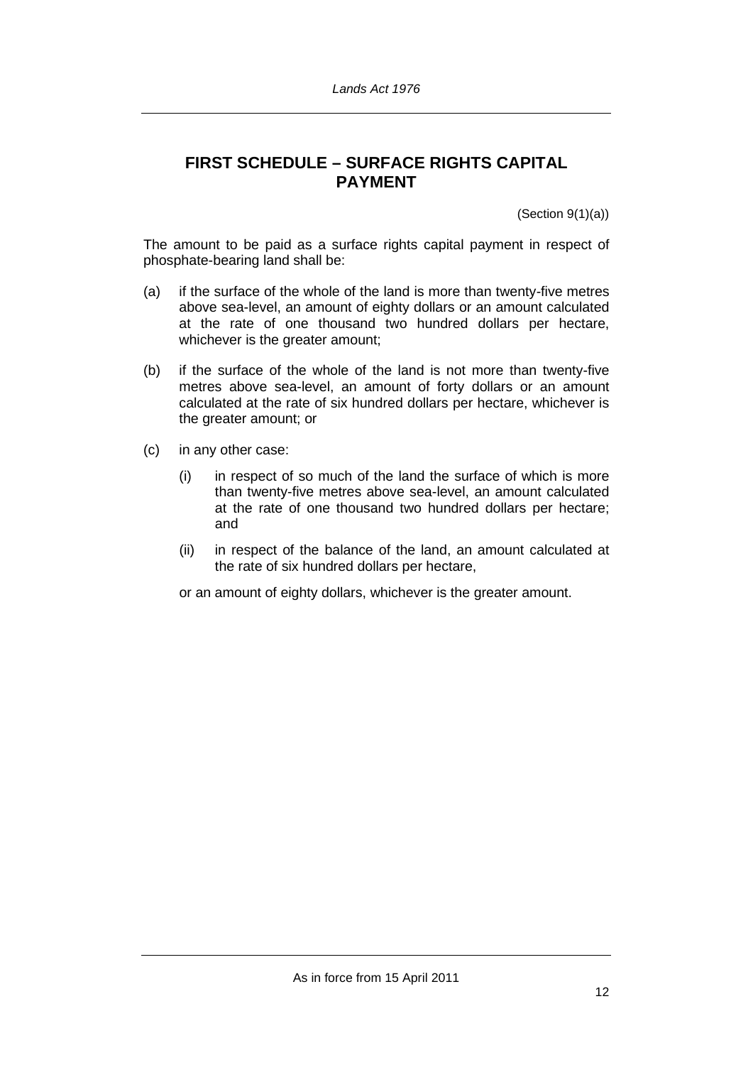## FIRST SCHEDULE – SURFACE RIGHTS CAPITAL PAYMENT

(Section 9(1)(a))

The amount to be paid as a surface rights capital payment in respect of phosphate-bearing land shall be:

(a) if the surface of the whole of the land is more than twenty-five metres above sea-level, an amount of eighty dollars or an amount calculated at the rate of one thousand two hundred dollars per hectare, whichever is the greater amount;

(b) if the surface of the whole of the land is not more than twenty-five metres above sea-level, an amount of forty dollars or an amount calculated at the rate of six hundred dollars per hectare, whichever is the greater amount; or

(c) in any other case:

   (i) in respect of so much of the land the surface of which is more than twenty-five metres above sea-level, an amount calculated at the rate of one thousand two hundred dollars per hectare; and

   (ii) in respect of the balance of the land, an amount calculated at the rate of six hundred dollars per hectare,

   or an amount of eighty dollars, whichever is the greater amount.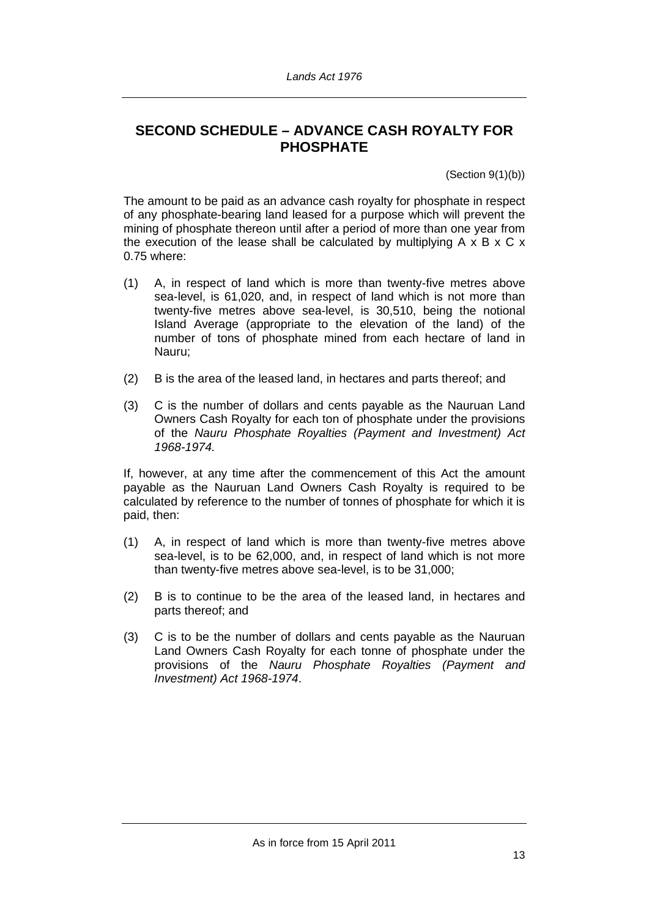## SECOND SCHEDULE – ADVANCE CASH ROYALTY FOR PHOSPHATE

(Section 9(1)(b))

The amount to be paid as an advance cash royalty for phosphate in respect of any phosphate-bearing land leased for a purpose which will prevent the mining of phosphate thereon until after a period of more than one year from the execution of the lease shall be calculated by multiplying A x B x C x 0.75 where:

(1) A, in respect of land which is more than twenty-five metres above sea-level, is 61,020, and, in respect of land which is not more than twenty-five metres above sea-level, is 30,510, being the notional Island Average (appropriate to the elevation of the land) of the number of tons of phosphate mined from each hectare of land in Nauru;

(2) B is the area of the leased land, in hectares and parts thereof; and

(3) C is the number of dollars and cents payable as the Nauruan Land Owners Cash Royalty for each ton of phosphate under the provisions of the *Nauru Phosphate Royalties (Payment and Investment) Act 1968-1974.*

If, however, at any time after the commencement of this Act the amount payable as the Nauruan Land Owners Cash Royalty is required to be calculated by reference to the number of tonnes of phosphate for which it is paid, then:

(1) A, in respect of land which is more than twenty-five metres above sea-level, is to be 62,000, and, in respect of land which is not more than twenty-five metres above sea-level, is to be 31,000;

(2) B is to continue to be the area of the leased land, in hectares and parts thereof; and

(3) C is to be the number of dollars and cents payable as the Nauruan Land Owners Cash Royalty for each tonne of phosphate under the provisions of the *Nauru Phosphate Royalties (Payment and Investment) Act 1968-1974*.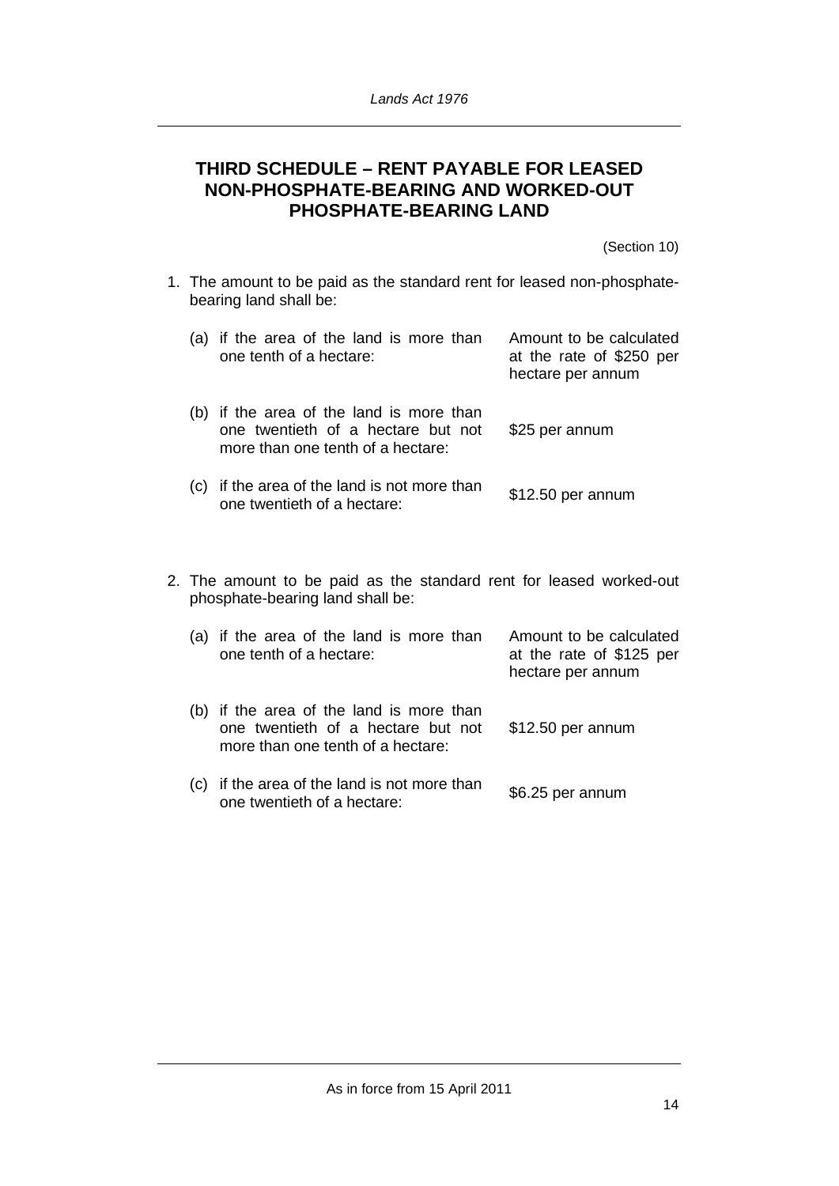## THIRD SCHEDULE – RENT PAYABLE FOR LEASED NON-PHOSPHATE-BEARING AND WORKED-OUT PHOSPHATE-BEARING LAND

(Section 10)

1. The amount to be paid as the standard rent for leased non-phosphate-bearing land shall be:

| | |
|---|---|
| (a) if the area of the land is more than one tenth of a hectare: | Amount to be calculated at the rate of $250 per hectare per annum |
| (b) if the area of the land is more than one twentieth of a hectare but not more than one tenth of a hectare: | $25 per annum |
| (c) if the area of the land is not more than one twentieth of a hectare: | $12.50 per annum |

2. The amount to be paid as the standard rent for leased worked-out phosphate-bearing land shall be:

| | |
|---|---|
| (a) if the area of the land is more than one tenth of a hectare: | Amount to be calculated at the rate of $125 per hectare per annum |
| (b) if the area of the land is more than one twentieth of a hectare but not more than one tenth of a hectare: | $12.50 per annum |
| (c) if the area of the land is not more than one twentieth of a hectare: | $6.25 per annum |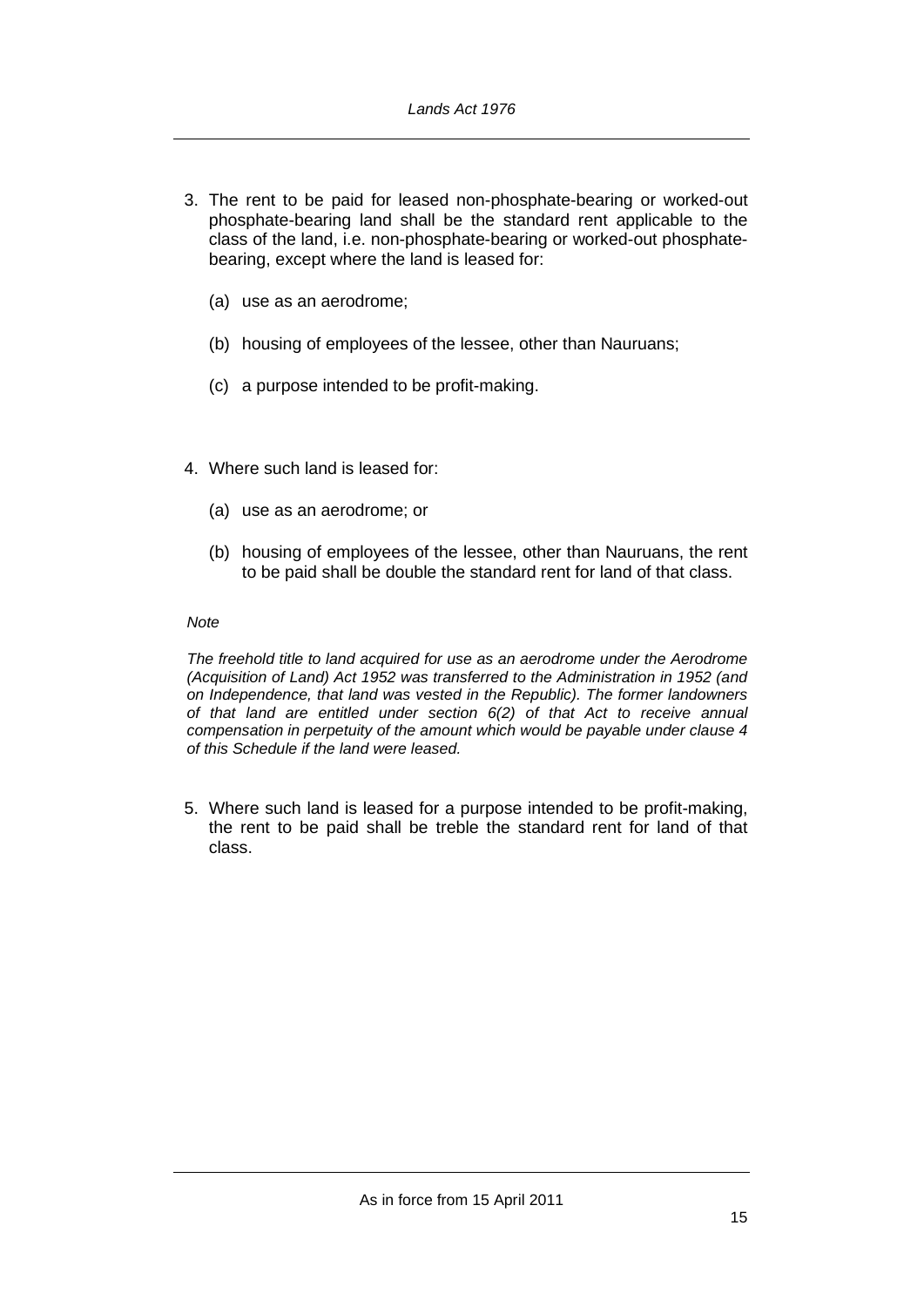3. The rent to be paid for leased non-phosphate-bearing or worked-out phosphate-bearing land shall be the standard rent applicable to the class of the land, i.e. non-phosphate-bearing or worked-out phosphate-bearing, except where the land is leased for:

   (a) use as an aerodrome;

   (b) housing of employees of the lessee, other than Nauruans;

   (c) a purpose intended to be profit-making.

4. Where such land is leased for:

   (a) use as an aerodrome; or

   (b) housing of employees of the lessee, other than Nauruans, the rent to be paid shall be double the standard rent for land of that class.

*Note*

*The freehold title to land acquired for use as an aerodrome under the Aerodrome (Acquisition of Land) Act 1952 was transferred to the Administration in 1952 (and on Independence, that land was vested in the Republic). The former landowners of that land are entitled under section 6(2) of that Act to receive annual compensation in perpetuity of the amount which would be payable under clause 4 of this Schedule if the land were leased.*

5. Where such land is leased for a purpose intended to be profit-making, the rent to be paid shall be treble the standard rent for land of that class.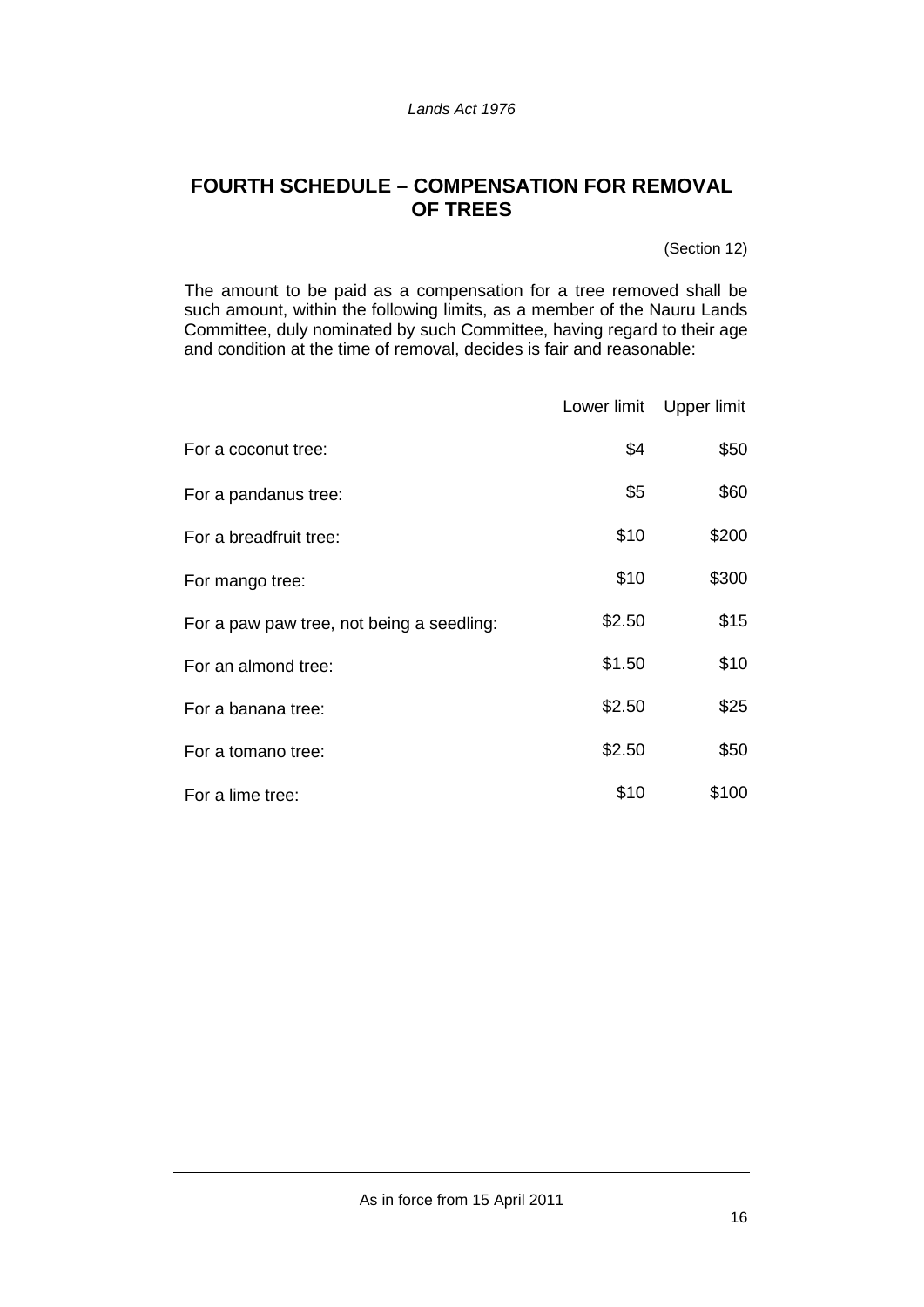# FOURTH SCHEDULE – COMPENSATION FOR REMOVAL OF TREES

(Section 12)

The amount to be paid as a compensation for a tree removed shall be such amount, within the following limits, as a member of the Nauru Lands Committee, duly nominated by such Committee, having regard to their age and condition at the time of removal, decides is fair and reasonable:

| | Lower limit | Upper limit |
|---|---|---|
| For a coconut tree: | $4 | $50 |
| For a pandanus tree: | $5 | $60 |
| For a breadfruit tree: | $10 | $200 |
| For mango tree: | $10 | $300 |
| For a paw paw tree, not being a seedling: | $2.50 | $15 |
| For an almond tree: | $1.50 | $10 |
| For a banana tree: | $2.50 | $25 |
| For a tomano tree: | $2.50 | $50 |
| For a lime tree: | $10 | $100 |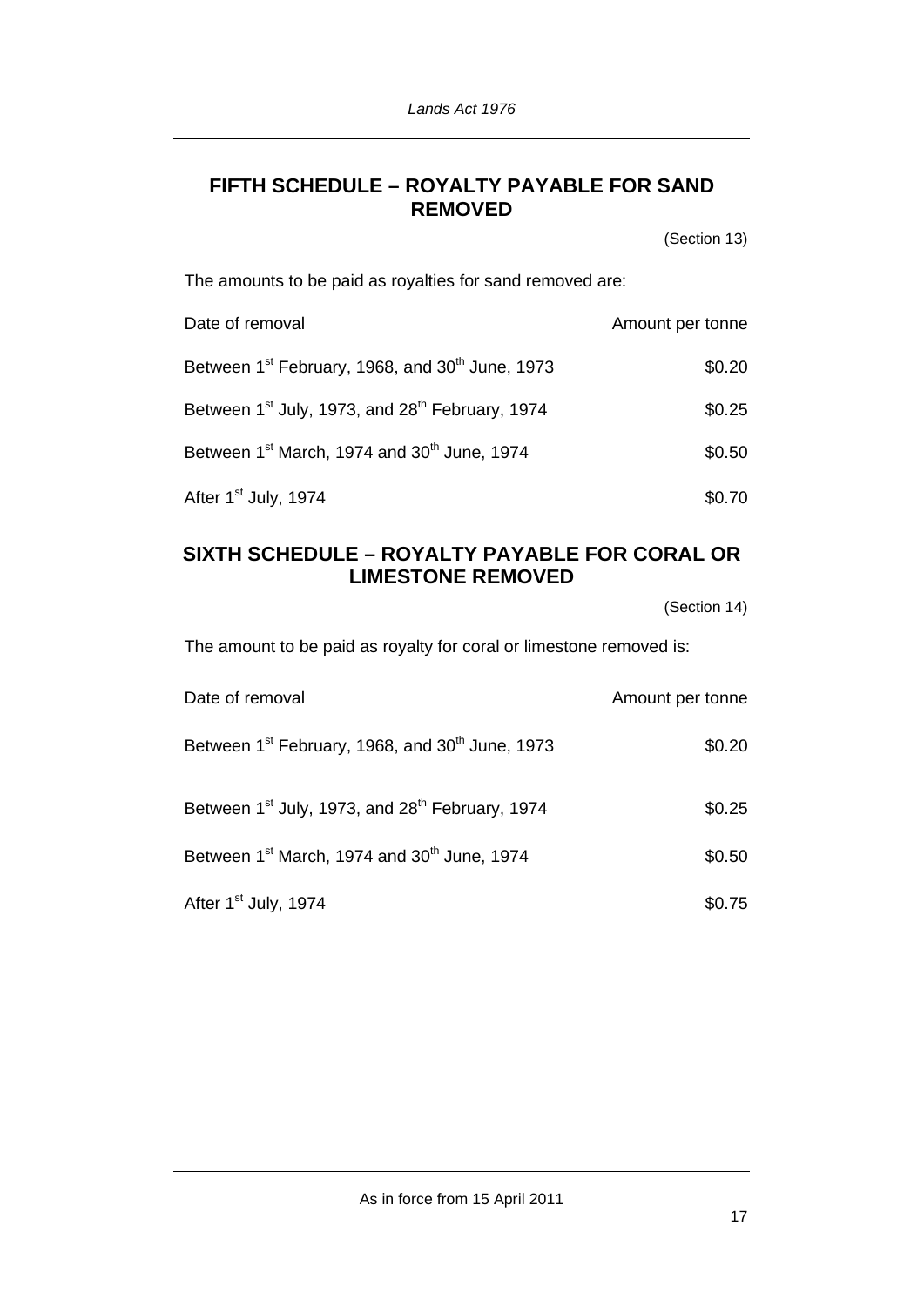## FIFTH SCHEDULE – ROYALTY PAYABLE FOR SAND REMOVED

(Section 13)

The amounts to be paid as royalties for sand removed are:

| Date of removal | Amount per tonne |
|---|---|
| Between 1st February, 1968, and 30th June, 1973 | $0.20 |
| Between 1st July, 1973, and 28th February, 1974 | $0.25 |
| Between 1st March, 1974 and 30th June, 1974 | $0.50 |
| After 1st July, 1974 | $0.70 |

## SIXTH SCHEDULE – ROYALTY PAYABLE FOR CORAL OR LIMESTONE REMOVED

(Section 14)

The amount to be paid as royalty for coral or limestone removed is:

| Date of removal | Amount per tonne |
|---|---|
| Between 1st February, 1968, and 30th June, 1973 | $0.20 |
| Between 1st July, 1973, and 28th February, 1974 | $0.25 |
| Between 1st March, 1974 and 30th June, 1974 | $0.50 |
| After 1st July, 1974 | $0.75 |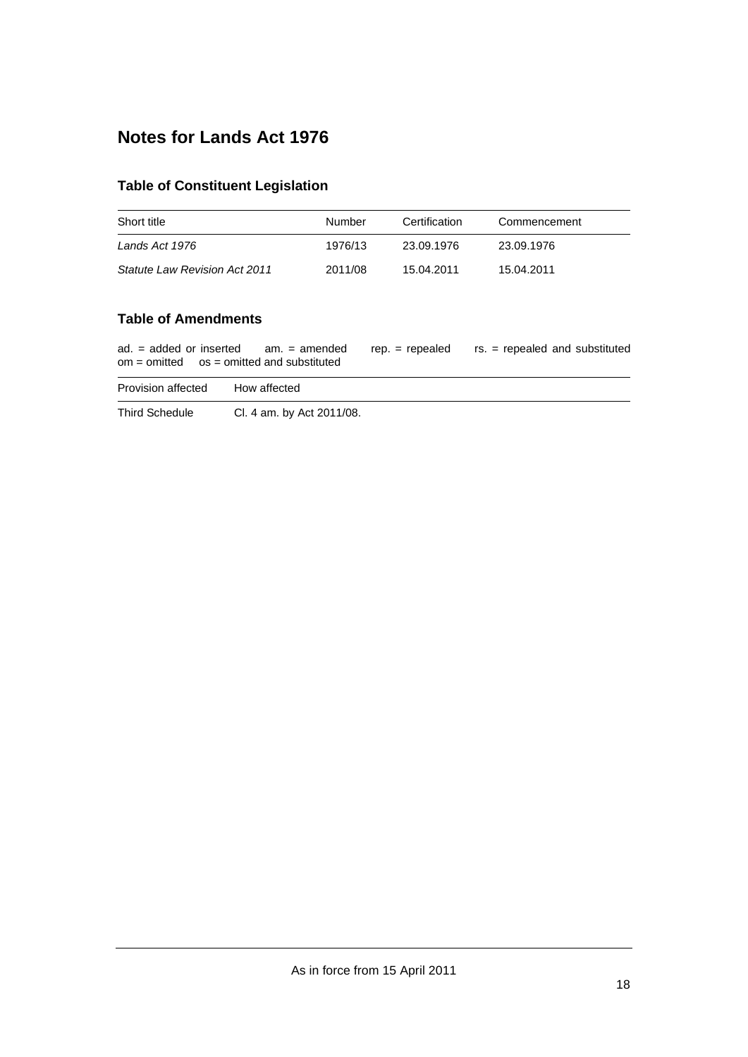# Notes for Lands Act 1976

## Table of Constituent Legislation

| Short title | Number | Certification | Commencement |
| --- | --- | --- | --- |
| *Lands Act 1976* | 1976/13 | 23.09.1976 | 23.09.1976 |
| *Statute Law Revision Act 2011* | 2011/08 | 15.04.2011 | 15.04.2011 |

## Table of Amendments

ad. = added or inserted am. = amended rep. = repealed rs. = repealed and substituted
om = omitted os = omitted and substituted

| Provision affected | How affected |
| --- | --- |
| Third Schedule | Cl. 4 am. by Act 2011/08. |

As in force from 15 April 2011